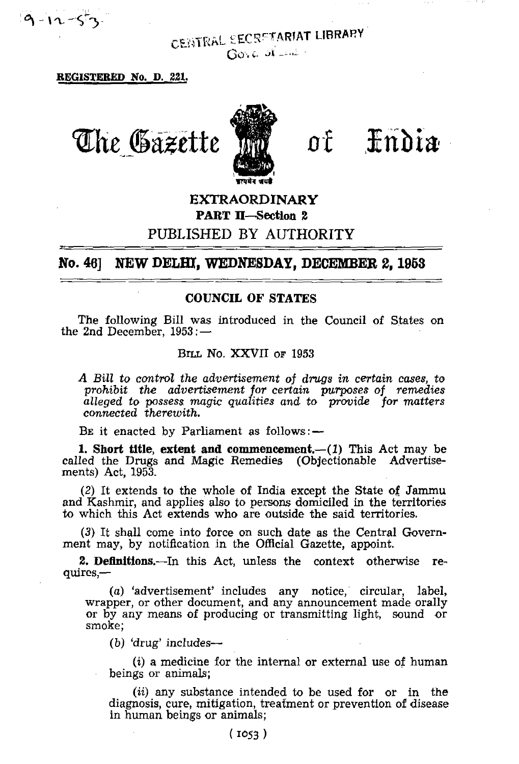9-12-53

CENTRAL SECRETARIAT LIBRARY
Govt. of India

**REGISTERED No. D. 221.**

# The Gazette of India

**EXTRAORDINARY**
**PART II—Section 2**
PUBLISHED BY AUTHORITY

**No. 46] NEW DELHI, WEDNESDAY, DECEMBER 2, 1953**

## COUNCIL OF STATES

The following Bill was introduced in the Council of States on the 2nd December, 1953:—

BILL No. XXVII OF 1953

*A Bill to control the advertisement of drugs in certain cases, to prohibit the advertisement for certain purposes of remedies alleged to possess magic qualities and to provide for matters connected therewith.*

BE it enacted by Parliament as follows:—

**1. Short title, extent and commencement.**—(*1*) This Act may be called the Drugs and Magic Remedies (Objectionable Advertisements) Act, 1953.

(*2*) It extends to the whole of India except the State of Jammu and Kashmir, and applies also to persons domiciled in the territories to which this Act extends who are outside the said territories.

(*3*) It shall come into force on such date as the Central Government may, by notification in the Official Gazette, appoint.

**2. Definitions.**—In this Act, unless the context otherwise requires,—

(*a*) 'advertisement' includes any notice, circular, label, wrapper, or other document, and any announcement made orally or by any means of producing or transmitting light, sound or smoke;

(*b*) 'drug' includes—

(*i*) a medicine for the internal or external use of human beings or animals;

(*ii*) any substance intended to be used for or in the diagnosis, cure, mitigation, treatment or prevention of disease in human beings or animals;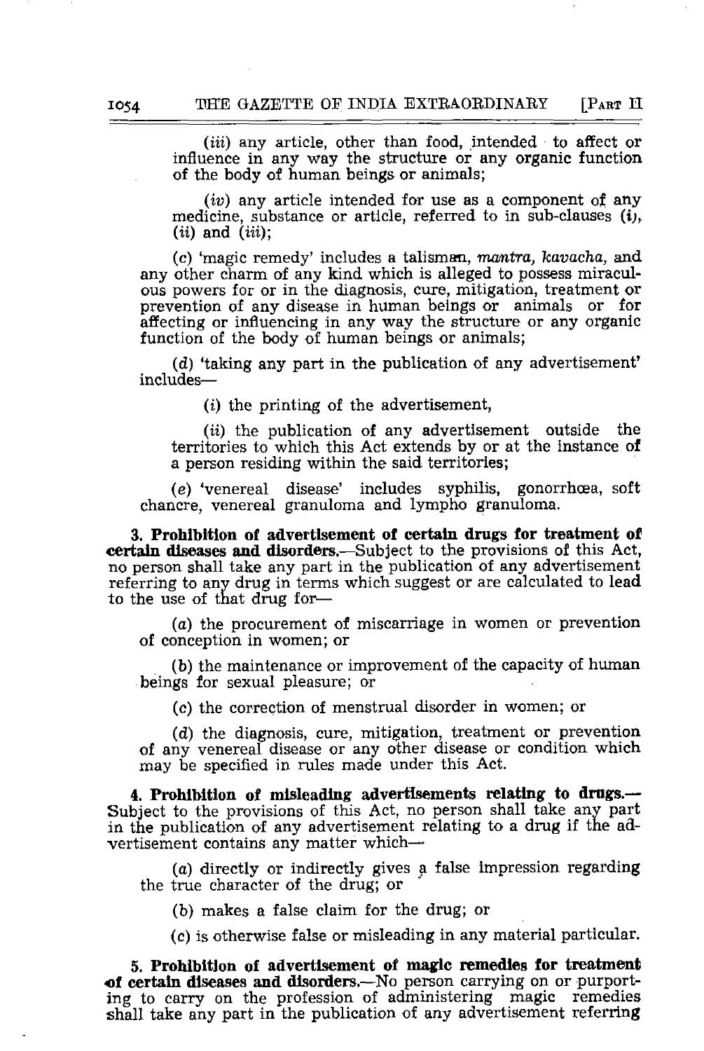(*iii*) any article, other than food, intended to affect or influence in any way the structure or any organic function of the body of human beings or animals;

(*iv*) any article intended for use as a component of any medicine, substance or article, referred to in sub-clauses (*i*), (*ii*) and (*iii*);

(*c*) 'magic remedy' includes a talisman, *mantra*, *kavacha*, and any other charm of any kind which is alleged to possess miraculous powers for or in the diagnosis, cure, mitigation, treatment or prevention of any disease in human beings or animals or for affecting or influencing in any way the structure or any organic function of the body of human beings or animals;

(*d*) 'taking any part in the publication of any advertisement' includes—

(*i*) the printing of the advertisement,

(*ii*) the publication of any advertisement outside the territories to which this Act extends by or at the instance of a person residing within the said territories;

(*e*) 'venereal disease' includes syphilis, gonorrhœa, soft chancre, venereal granuloma and lympho granuloma.

**3. Prohibition of advertisement of certain drugs for treatment of certain diseases and disorders.**—Subject to the provisions of this Act, no person shall take any part in the publication of any advertisement referring to any drug in terms which suggest or are calculated to lead to the use of that drug for—

(*a*) the procurement of miscarriage in women or prevention of conception in women; or

(*b*) the maintenance or improvement of the capacity of human beings for sexual pleasure; or

(*c*) the correction of menstrual disorder in women; or

(*d*) the diagnosis, cure, mitigation, treatment or prevention of any venereal disease or any other disease or condition which may be specified in rules made under this Act.

**4. Prohibition of misleading advertisements relating to drugs.**—Subject to the provisions of this Act, no person shall take any part in the publication of any advertisement relating to a drug if the advertisement contains any matter which—

(*a*) directly or indirectly gives a false impression regarding the true character of the drug; or

(*b*) makes a false claim for the drug; or

(*c*) is otherwise false or misleading in any material particular.

**5. Prohibition of advertisement of magic remedies for treatment of certain diseases and disorders.**—No person carrying on or purporting to carry on the profession of administering magic remedies shall take any part in the publication of any advertisement referring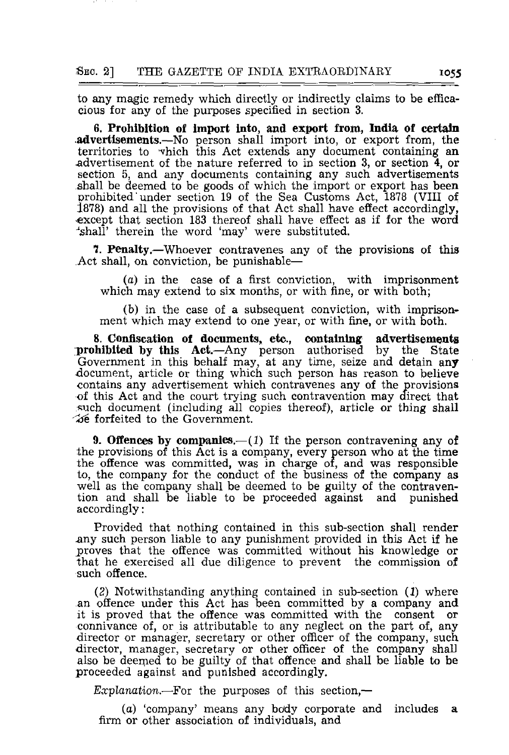to any magic remedy which directly or indirectly claims to be efficacious for any of the purposes specified in section 3.

**6. Prohibition of import into, and export from, India of certain advertisements.**—No person shall import into, or export from, the territories to which this Act extends any document containing an advertisement of the nature referred to in section 3, or section 4, or section 5, and any documents containing any such advertisements shall be deemed to be goods of which the import or export has been prohibited under section 19 of the Sea Customs Act, 1878 (VIII of 1878) and all the provisions of that Act shall have effect accordingly, except that section 183 thereof shall have effect as if for the word 'shall' therein the word 'may' were substituted.

**7. Penalty.**—Whoever contravenes any of the provisions of this Act shall, on conviction, be punishable—

(*a*) in the case of a first conviction, with imprisonment which may extend to six months, or with fine, or with both;

(*b*) in the case of a subsequent conviction, with imprisonment which may extend to one year, or with fine, or with both.

**8. Confiscation of documents, etc., containing advertisements prohibited by this Act.**—Any person authorised by the State Government in this behalf may, at any time, seize and detain any document, article or thing which such person has reason to believe contains any advertisement which contravenes any of the provisions of this Act and the court trying such contravention may direct that such document (including all copies thereof), article or thing shall be forfeited to the Government.

**9. Offences by companies.**—(*1*) If the person contravening any of the provisions of this Act is a company, every person who at the time the offence was committed, was in charge of, and was responsible to, the company for the conduct of the business of the company as well as the company shall be deemed to be guilty of the contravention and shall be liable to be proceeded against and punished accordingly:

Provided that nothing contained in this sub-section shall render any such person liable to any punishment provided in this Act if he proves that the offence was committed without his knowledge or that he exercised all due diligence to prevent the commission of such offence.

(*2*) Notwithstanding anything contained in sub-section (*1*) where an offence under this Act has been committed by a company and it is proved that the offence was committed with the consent or connivance of, or is attributable to any neglect on the part of, any director or manager, secretary or other officer of the company, such director, manager, secretary or other officer of the company shall also be deemed to be guilty of that offence and shall be liable to be proceeded against and punished accordingly.

*Explanation.*—For the purposes of this section,—

(*a*) 'company' means any body corporate and includes a firm or other association of individuals, and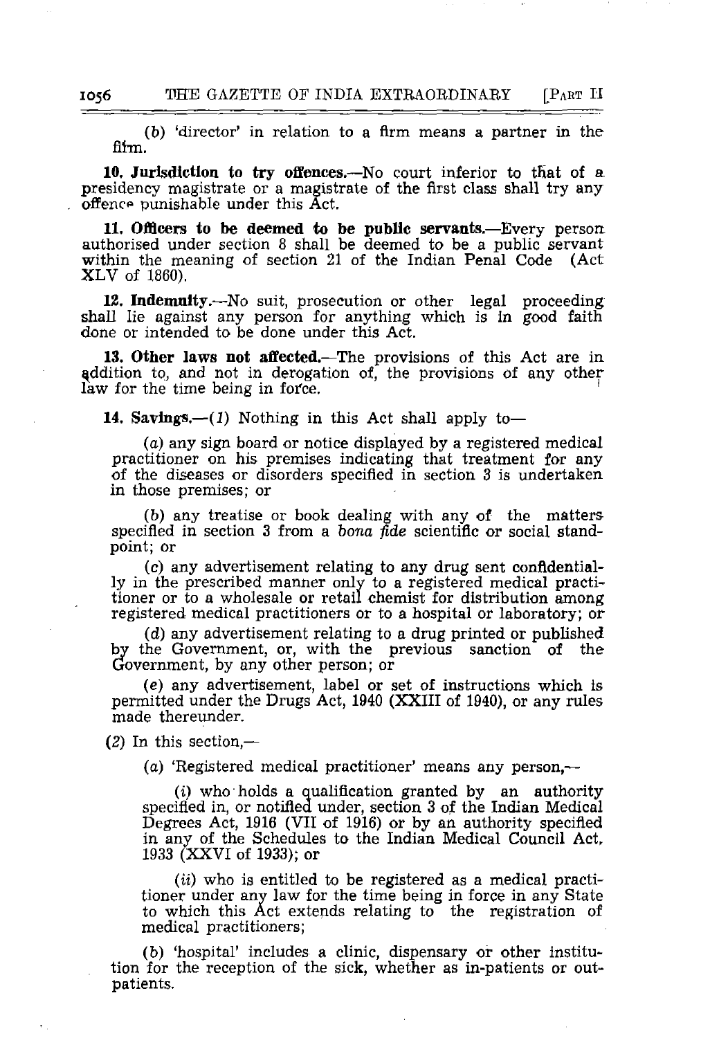(b) 'director' in relation to a firm means a partner in the firm.

**10. Jurisdiction to try offences.**—No court inferior to that of a presidency magistrate or a magistrate of the first class shall try any offence punishable under this Act.

**11. Officers to be deemed to be public servants.**—Every person authorised under section 8 shall be deemed to be a public servant within the meaning of section 21 of the Indian Penal Code (Act XLV of 1860).

**12. Indemnity.**—No suit, prosecution or other legal proceeding shall lie against any person for anything which is in good faith done or intended to be done under this Act.

**13. Other laws not affected.**—The provisions of this Act are in addition to, and not in derogation of, the provisions of any other law for the time being in force.

**14. Savings.**—(*1*) Nothing in this Act shall apply to—

(*a*) any sign board or notice displayed by a registered medical practitioner on his premises indicating that treatment for any of the diseases or disorders specified in section 3 is undertaken in those premises; or

(*b*) any treatise or book dealing with any of the matters specified in section 3 from a *bona fide* scientific or social standpoint; or

(*c*) any advertisement relating to any drug sent confidentially in the prescribed manner only to a registered medical practitioner or to a wholesale or retail chemist for distribution among registered medical practitioners or to a hospital or laboratory; or

(*d*) any advertisement relating to a drug printed or published by the Government, or, with the previous sanction of the Government, by any other person; or

(*e*) any advertisement, label or set of instructions which is permitted under the Drugs Act, 1940 (XXIII of 1940), or any rules made thereunder.

(*2*) In this section,—

(*a*) 'Registered medical practitioner' means any person,—

(*i*) who holds a qualification granted by an authority specified in, or notified under, section 3 of the Indian Medical Degrees Act, 1916 (VII of 1916) or by an authority specified in any of the Schedules to the Indian Medical Council Act, 1933 (XXVI of 1933); or

(*ii*) who is entitled to be registered as a medical practitioner under any law for the time being in force in any State to which this Act extends relating to the registration of medical practitioners;

(*b*) 'hospital' includes a clinic, dispensary or other institution for the reception of the sick, whether as in-patients or out-patients.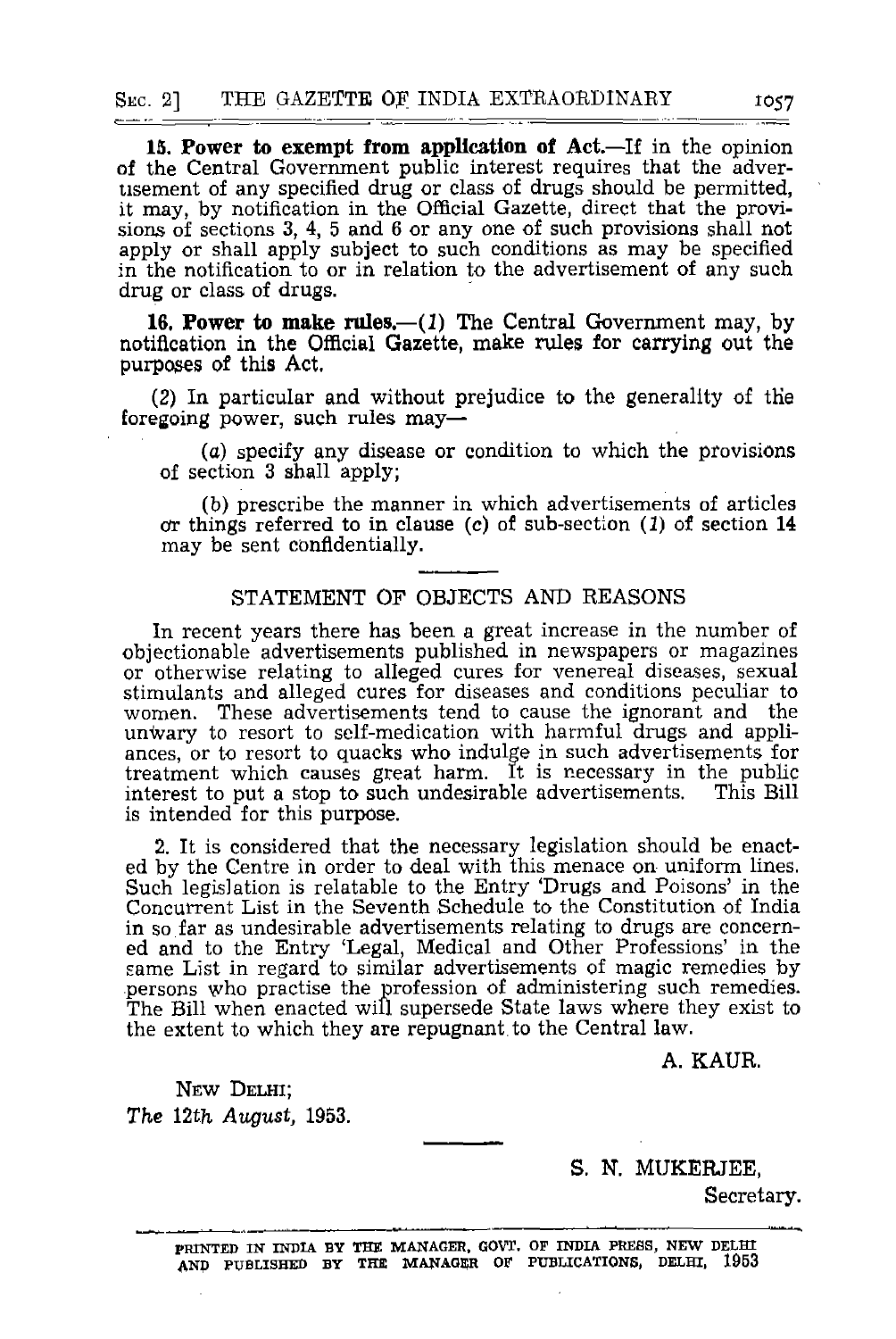**15. Power to exempt from application of Act.**—If in the opinion of the Central Government public interest requires that the advertisement of any specified drug or class of drugs should be permitted, it may, by notification in the Official Gazette, direct that the provisions of sections 3, 4, 5 and 6 or any one of such provisions shall not apply or shall apply subject to such conditions as may be specified in the notification to or in relation to the advertisement of any such drug or class of drugs.

**16. Power to make rules.**—(*1*) The Central Government may, by notification in the Official Gazette, make rules for carrying out the purposes of this Act.

(*2*) In particular and without prejudice to the generality of the foregoing power, such rules may—

(*a*) specify any disease or condition to which the provisions of section 3 shall apply;

(*b*) prescribe the manner in which advertisements of articles or things referred to in clause (*c*) of sub-section (*1*) of section **14** may be sent confidentially.

## STATEMENT OF OBJECTS AND REASONS

In recent years there has been a great increase in the number of objectionable advertisements published in newspapers or magazines or otherwise relating to alleged cures for venereal diseases, sexual stimulants and alleged cures for diseases and conditions peculiar to women. These advertisements tend to cause the ignorant and the unwary to resort to self-medication with harmful drugs and appliances, or to resort to quacks who indulge in such advertisements for treatment which causes great harm. It is necessary in the public interest to put a stop to such undesirable advertisements. This Bill is intended for this purpose.

2. It is considered that the necessary legislation should be enacted by the Centre in order to deal with this menace on uniform lines. Such legislation is relatable to the Entry 'Drugs and Poisons' in the Concurrent List in the Seventh Schedule to the Constitution of India in so far as undesirable advertisements relating to drugs are concerned and to the Entry 'Legal, Medical and Other Professions' in the same List in regard to similar advertisements of magic remedies by persons who practise the profession of administering such remedies. The Bill when enacted will supersede State laws where they exist to the extent to which they are repugnant to the Central law.

A. KAUR.

NEW DELHI;
*The 12th August,* 1953.

S. N. MUKERJEE,
Secretary.

PRINTED IN INDIA BY THE MANAGER, GOVT. OF INDIA PRESS, NEW DELHI AND PUBLISHED BY THE MANAGER OF PUBLICATIONS, DELHI, 1953